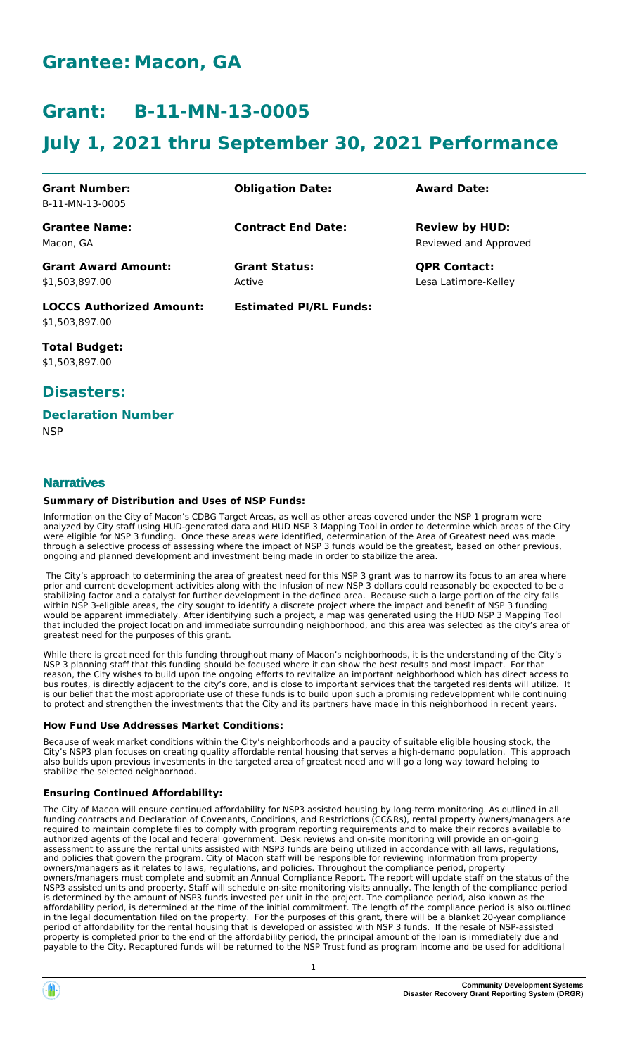# Grantee: Macon, GA

# Grant: B-11-MN-13-0005

# July 1, 2021 thru September 30, 2021 Performance

| **Grant Number:** | **Obligation Date:** | **Award Date:** |
|---|---|---|
| B-11-MN-13-0005 | | |
| **Grantee Name:** | **Contract End Date:** | **Review by HUD:** |
| Macon, GA | | Reviewed and Approved |
| **Grant Award Amount:** | **Grant Status:** | **QPR Contact:** |
| $1,503,897.00 | Active | Lesa Latimore-Kelley |
| **LOCCS Authorized Amount:** | **Estimated PI/RL Funds:** | |
| $1,503,897.00 | | |

**Total Budget:**
$1,503,897.00

## Disasters:

### Declaration Number

NSP

### Narratives

#### Summary of Distribution and Uses of NSP Funds:

Information on the City of Macon's CDBG Target Areas, as well as other areas covered under the NSP 1 program were analyzed by City staff using HUD-generated data and HUD NSP 3 Mapping Tool in order to determine which areas of the City were eligible for NSP 3 funding. Once these areas were identified, determination of the Area of Greatest need was made through a selective process of assessing where the impact of NSP 3 funds would be the greatest, based on other previous, ongoing and planned development and investment being made in order to stabilize the area.

The City's approach to determining the area of greatest need for this NSP 3 grant was to narrow its focus to an area where prior and current development activities along with the infusion of new NSP 3 dollars could reasonably be expected to be a stabilizing factor and a catalyst for further development in the defined area. Because such a large portion of the city falls within NSP 3-eligible areas, the city sought to identify a discrete project where the impact and benefit of NSP 3 funding would be apparent immediately. After identifying such a project, a map was generated using the HUD NSP 3 Mapping Tool that included the project location and immediate surrounding neighborhood, and this area was selected as the city's area of greatest need for the purposes of this grant.

While there is great need for this funding throughout many of Macon's neighborhoods, it is the understanding of the City's NSP 3 planning staff that this funding should be focused where it can show the best results and most impact. For that reason, the City wishes to build upon the ongoing efforts to revitalize an important neighborhood which has direct access to bus routes, is directly adjacent to the city's core, and is close to important services that the targeted residents will utilize. It is our belief that the most appropriate use of these funds is to build upon such a promising redevelopment while continuing to protect and strengthen the investments that the City and its partners have made in this neighborhood in recent years.

#### How Fund Use Addresses Market Conditions:

Because of weak market conditions within the City's neighborhoods and a paucity of suitable eligible housing stock, the City's NSP3 plan focuses on creating quality affordable rental housing that serves a high-demand population. This approach also builds upon previous investments in the targeted area of greatest need and will go a long way toward helping to stabilize the selected neighborhood.

#### Ensuring Continued Affordability:

The City of Macon will ensure continued affordability for NSP3 assisted housing by long-term monitoring. As outlined in all funding contracts and Declaration of Covenants, Conditions, and Restrictions (CC&Rs), rental property owners/managers are required to maintain complete files to comply with program reporting requirements and to make their records available to authorized agents of the local and federal government. Desk reviews and on-site monitoring will provide an on-going assessment to assure the rental units assisted with NSP3 funds are being utilized in accordance with all laws, regulations, and policies that govern the program. City of Macon staff will be responsible for reviewing information from property owners/managers as it relates to laws, regulations, and policies. Throughout the compliance period, property owners/managers must complete and submit an Annual Compliance Report. The report will update staff on the status of the NSP3 assisted units and property. Staff will schedule on-site monitoring visits annually. The length of the compliance period is determined by the amount of NSP3 funds invested per unit in the project. The compliance period, also known as the affordability period, is determined at the time of the initial commitment. The length of the compliance period is also outlined in the legal documentation filed on the property. For the purposes of this grant, there will be a blanket 20-year compliance period of affordability for the rental housing that is developed or assisted with NSP 3 funds. If the resale of NSP-assisted property is completed prior to the end of the affordability period, the principal amount of the loan is immediately due and payable to the City. Recaptured funds will be returned to the NSP Trust fund as program income and be used for additional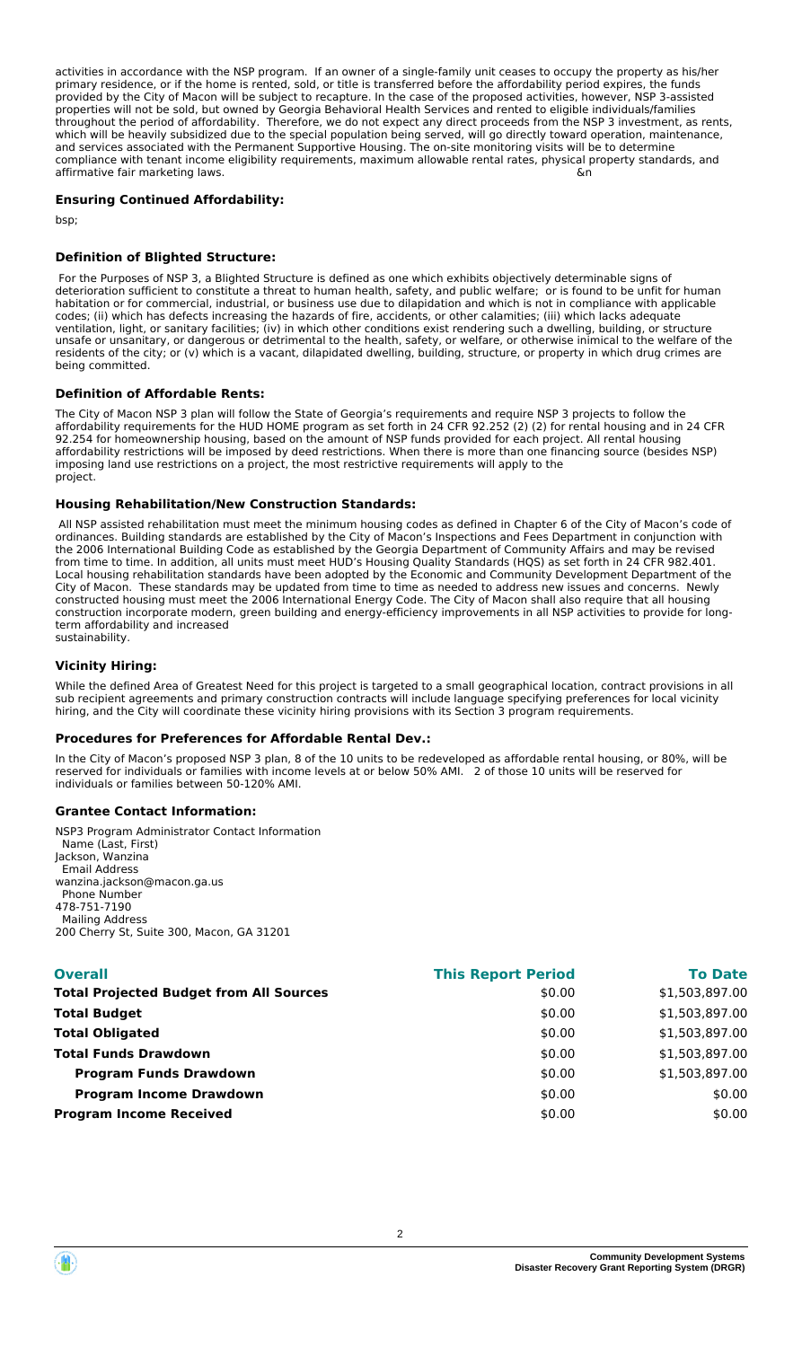activities in accordance with the NSP program. If an owner of a single-family unit ceases to occupy the property as his/her primary residence, or if the home is rented, sold, or title is transferred before the affordability period expires, the funds provided by the City of Macon will be subject to recapture. In the case of the proposed activities, however, NSP 3-assisted properties will not be sold, but owned by Georgia Behavioral Health Services and rented to eligible individuals/families throughout the period of affordability. Therefore, we do not expect any direct proceeds from the NSP 3 investment, as rents, which will be heavily subsidized due to the special population being served, will go directly toward operation, maintenance, and services associated with the Permanent Supportive Housing. The on-site monitoring visits will be to determine compliance with tenant income eligibility requirements, maximum allowable rental rates, physical property standards, and affirmative fair marketing laws. &n

### Ensuring Continued Affordability:

bsp;

### Definition of Blighted Structure:

For the Purposes of NSP 3, a Blighted Structure is defined as one which exhibits objectively determinable signs of deterioration sufficient to constitute a threat to human health, safety, and public welfare; or is found to be unfit for human habitation or for commercial, industrial, or business use due to dilapidation and which is not in compliance with applicable codes; (ii) which has defects increasing the hazards of fire, accidents, or other calamities; (iii) which lacks adequate ventilation, light, or sanitary facilities; (iv) in which other conditions exist rendering such a dwelling, building, or structure unsafe or unsanitary, or dangerous or detrimental to the health, safety, or welfare, or otherwise inimical to the welfare of the residents of the city; or (v) which is a vacant, dilapidated dwelling, building, structure, or property in which drug crimes are being committed.

### Definition of Affordable Rents:

The City of Macon NSP 3 plan will follow the State of Georgia's requirements and require NSP 3 projects to follow the affordability requirements for the HUD HOME program as set forth in 24 CFR 92.252 (2) (2) for rental housing and in 24 CFR 92.254 for homeownership housing, based on the amount of NSP funds provided for each project. All rental housing affordability restrictions will be imposed by deed restrictions. When there is more than one financing source (besides NSP) imposing land use restrictions on a project, the most restrictive requirements will apply to the project.

### Housing Rehabilitation/New Construction Standards:

All NSP assisted rehabilitation must meet the minimum housing codes as defined in Chapter 6 of the City of Macon's code of ordinances. Building standards are established by the City of Macon's Inspections and Fees Department in conjunction with the 2006 International Building Code as established by the Georgia Department of Community Affairs and may be revised from time to time. In addition, all units must meet HUD's Housing Quality Standards (HQS) as set forth in 24 CFR 982.401. Local housing rehabilitation standards have been adopted by the Economic and Community Development Department of the City of Macon. These standards may be updated from time to time as needed to address new issues and concerns. Newly constructed housing must meet the 2006 International Energy Code. The City of Macon shall also require that all housing construction incorporate modern, green building and energy-efficiency improvements in all NSP activities to provide for long-term affordability and increased sustainability.

### Vicinity Hiring:

While the defined Area of Greatest Need for this project is targeted to a small geographical location, contract provisions in all sub recipient agreements and primary construction contracts will include language specifying preferences for local vicinity hiring, and the City will coordinate these vicinity hiring provisions with its Section 3 program requirements.

### Procedures for Preferences for Affordable Rental Dev.:

In the City of Macon's proposed NSP 3 plan, 8 of the 10 units to be redeveloped as affordable rental housing, or 80%, will be reserved for individuals or families with income levels at or below 50% AMI. 2 of those 10 units will be reserved for individuals or families between 50-120% AMI.

### Grantee Contact Information:

NSP3 Program Administrator Contact Information
Name (Last, First)
Jackson, Wanzina
Email Address
wanzina.jackson@macon.ga.us
Phone Number
478-751-7190
Mailing Address
200 Cherry St, Suite 300, Macon, GA 31201

| Overall | This Report Period | To Date |
|---|---|---|
| **Total Projected Budget from All Sources** | $0.00 | $1,503,897.00 |
| **Total Budget** | $0.00 | $1,503,897.00 |
| **Total Obligated** | $0.00 | $1,503,897.00 |
| **Total Funds Drawdown** | $0.00 | $1,503,897.00 |
| **Program Funds Drawdown** | $0.00 | $1,503,897.00 |
| **Program Income Drawdown** | $0.00 | $0.00 |
| **Program Income Received** | $0.00 | $0.00 |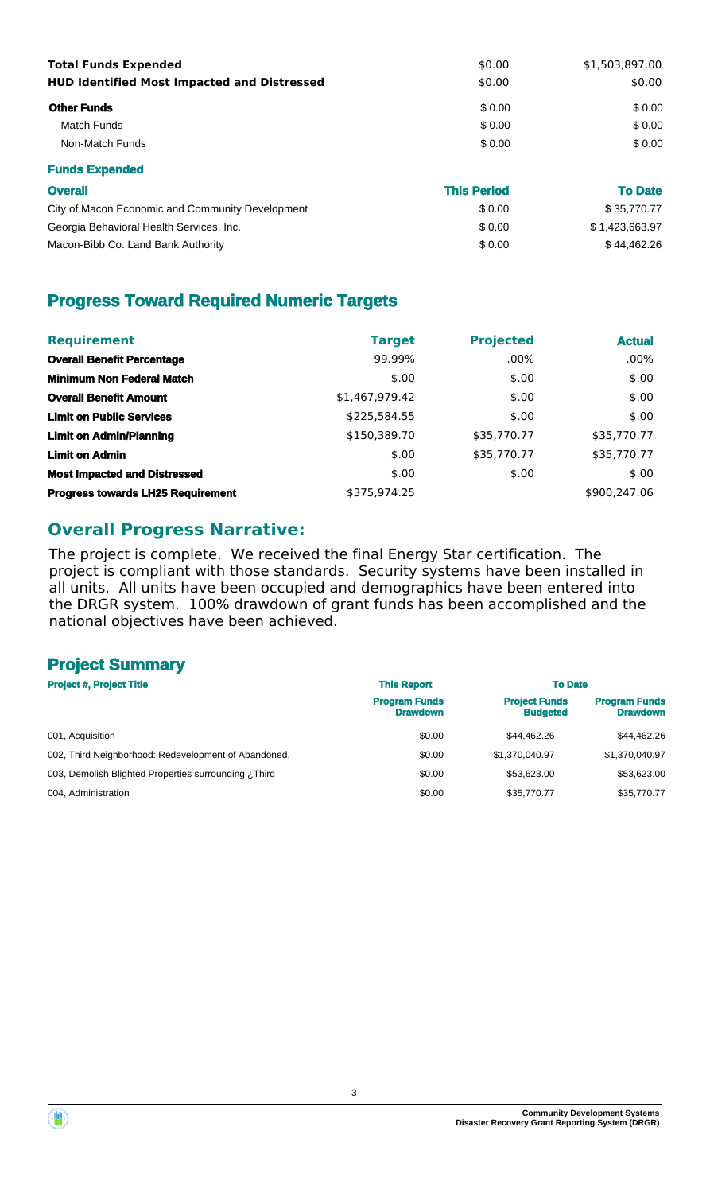| | | |
|---|---|---|
| **Total Funds Expended** | $0.00 | $1,503,897.00 |
| **HUD Identified Most Impacted and Distressed** | $0.00 | $0.00 |
| **Other Funds** | $ 0.00 | $ 0.00 |
| Match Funds | $ 0.00 | $ 0.00 |
| Non-Match Funds | $ 0.00 | $ 0.00 |

**Funds Expended**

| **Overall** | **This Period** | **To Date** |
|---|---|---|
| City of Macon Economic and Community Development | $ 0.00 | $ 35,770.77 |
| Georgia Behavioral Health Services, Inc. | $ 0.00 | $ 1,423,663.97 |
| Macon-Bibb Co. Land Bank Authority | $ 0.00 | $ 44,462.26 |

## Progress Toward Required Numeric Targets

| Requirement | Target | Projected | Actual |
|---|---|---|---|
| **Overall Benefit Percentage** | 99.99% | .00% | .00% |
| **Minimum Non Federal Match** | $.00 | $.00 | $.00 |
| **Overall Benefit Amount** | $1,467,979.42 | $.00 | $.00 |
| **Limit on Public Services** | $225,584.55 | $.00 | $.00 |
| **Limit on Admin/Planning** | $150,389.70 | $35,770.77 | $35,770.77 |
| **Limit on Admin** | $.00 | $35,770.77 | $35,770.77 |
| **Most Impacted and Distressed** | $.00 | $.00 | $.00 |
| **Progress towards LH25 Requirement** | $375,974.25 | | $900,247.06 |

## Overall Progress Narrative:

The project is complete. We received the final Energy Star certification. The project is compliant with those standards. Security systems have been installed in all units. All units have been occupied and demographics have been entered into the DRGR system. 100% drawdown of grant funds has been accomplished and the national objectives have been achieved.

## Project Summary

| Project #, Project Title | This Report | To Date | |
|---|---|---|---|
| | Program Funds Drawdown | Project Funds Budgeted | Program Funds Drawdown |
| 001, Acquisition | $0.00 | $44,462.26 | $44,462.26 |
| 002, Third Neighborhood: Redevelopment of Abandoned, | $0.00 | $1,370,040.97 | $1,370,040.97 |
| 003, Demolish Blighted Properties surrounding ¿Third | $0.00 | $53,623.00 | $53,623.00 |
| 004, Administration | $0.00 | $35,770.77 | $35,770.77 |